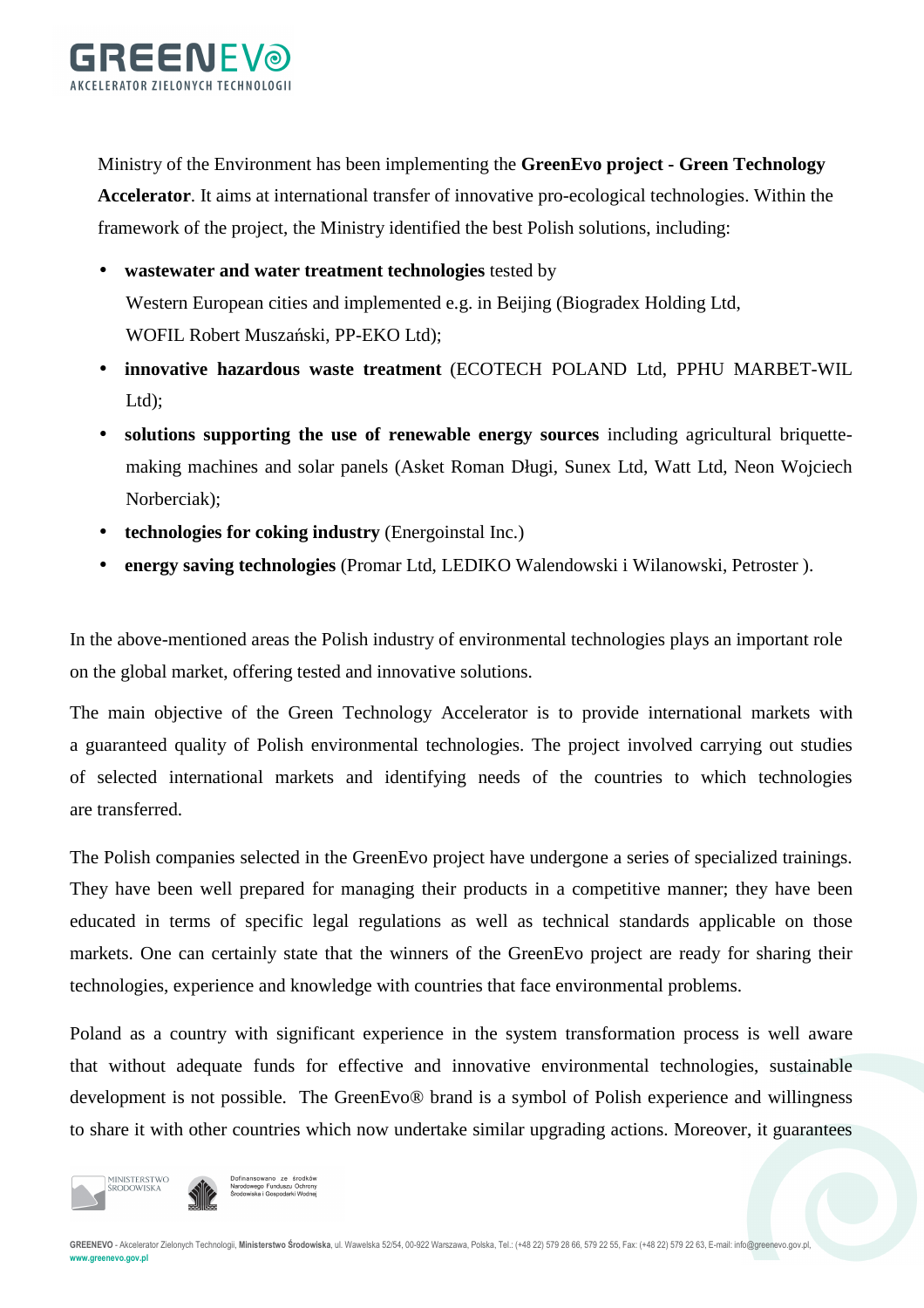Ministry of the Environment has been implementing the **GreenEvo project - Green Technology Accelerator**. It aims at international transfer of innovative pro-ecological technologies. Within the framework of the project, the Ministry identified the best Polish solutions, including:

- **wastewater and water treatment technologies** tested by Western European cities and implemented e.g. in Beijing (Biogradex Holding Ltd, WOFIL Robert Muszański, PP-EKO Ltd);
- **innovative hazardous waste treatment** (ECOTECH POLAND Ltd, PPHU MARBET-WIL Ltd);
- **solutions supporting the use of renewable energy sources** including agricultural briquette-making machines and solar panels (Asket Roman Długi, Sunex Ltd, Watt Ltd, Neon Wojciech Norberciak);
- **technologies for coking industry** (Energoinstal Inc.)
- **energy saving technologies** (Promar Ltd, LEDIKO Walendowski i Wilanowski, Petroster ).

In the above-mentioned areas the Polish industry of environmental technologies plays an important role on the global market, offering tested and innovative solutions.

The main objective of the Green Technology Accelerator is to provide international markets with a guaranteed quality of Polish environmental technologies. The project involved carrying out studies of selected international markets and identifying needs of the countries to which technologies are transferred.

The Polish companies selected in the GreenEvo project have undergone a series of specialized trainings. They have been well prepared for managing their products in a competitive manner; they have been educated in terms of specific legal regulations as well as technical standards applicable on those markets. One can certainly state that the winners of the GreenEvo project are ready for sharing their technologies, experience and knowledge with countries that face environmental problems.

Poland as a country with significant experience in the system transformation process is well aware that without adequate funds for effective and innovative environmental technologies, sustainable development is not possible. The GreenEvo® brand is a symbol of Polish experience and willingness to share it with other countries which now undertake similar upgrading actions. Moreover, it guarantees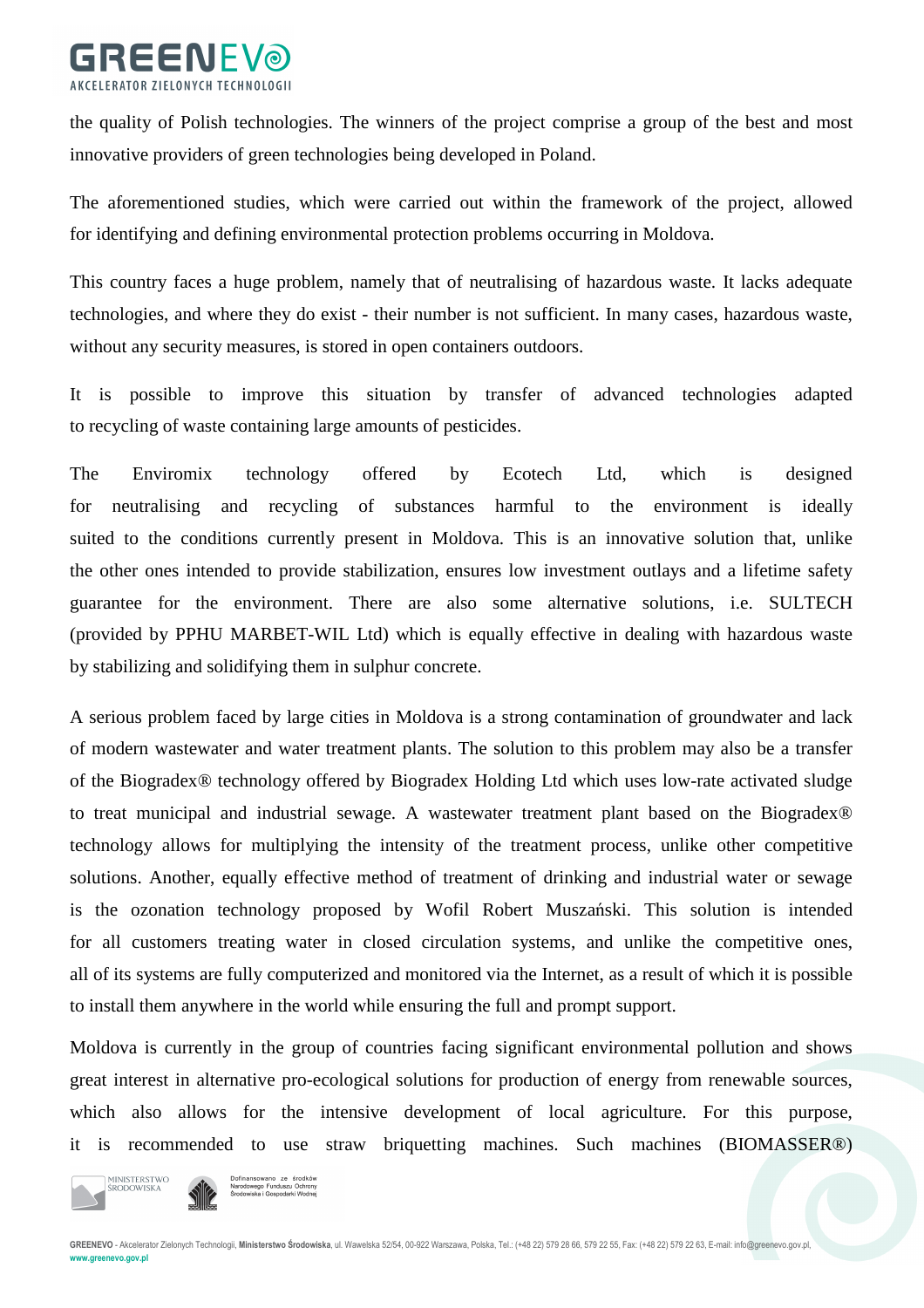the quality of Polish technologies. The winners of the project comprise a group of the best and most innovative providers of green technologies being developed in Poland.

The aforementioned studies, which were carried out within the framework of the project, allowed for identifying and defining environmental protection problems occurring in Moldova.

This country faces a huge problem, namely that of neutralising of hazardous waste. It lacks adequate technologies, and where they do exist - their number is not sufficient. In many cases, hazardous waste, without any security measures, is stored in open containers outdoors.

It is possible to improve this situation by transfer of advanced technologies adapted to recycling of waste containing large amounts of pesticides.

The Enviromix technology offered by Ecotech Ltd, which is designed for neutralising and recycling of substances harmful to the environment is ideally suited to the conditions currently present in Moldova. This is an innovative solution that, unlike the other ones intended to provide stabilization, ensures low investment outlays and a lifetime safety guarantee for the environment. There are also some alternative solutions, i.e. SULTECH (provided by PPHU MARBET-WIL Ltd) which is equally effective in dealing with hazardous waste by stabilizing and solidifying them in sulphur concrete.

A serious problem faced by large cities in Moldova is a strong contamination of groundwater and lack of modern wastewater and water treatment plants. The solution to this problem may also be a transfer of the Biogradex® technology offered by Biogradex Holding Ltd which uses low-rate activated sludge to treat municipal and industrial sewage. A wastewater treatment plant based on the Biogradex® technology allows for multiplying the intensity of the treatment process, unlike other competitive solutions. Another, equally effective method of treatment of drinking and industrial water or sewage is the ozonation technology proposed by Wofil Robert Muszański. This solution is intended for all customers treating water in closed circulation systems, and unlike the competitive ones, all of its systems are fully computerized and monitored via the Internet, as a result of which it is possible to install them anywhere in the world while ensuring the full and prompt support.

Moldova is currently in the group of countries facing significant environmental pollution and shows great interest in alternative pro-ecological solutions for production of energy from renewable sources, which also allows for the intensive development of local agriculture. For this purpose, it is recommended to use straw briquetting machines. Such machines (BIOMASSER®)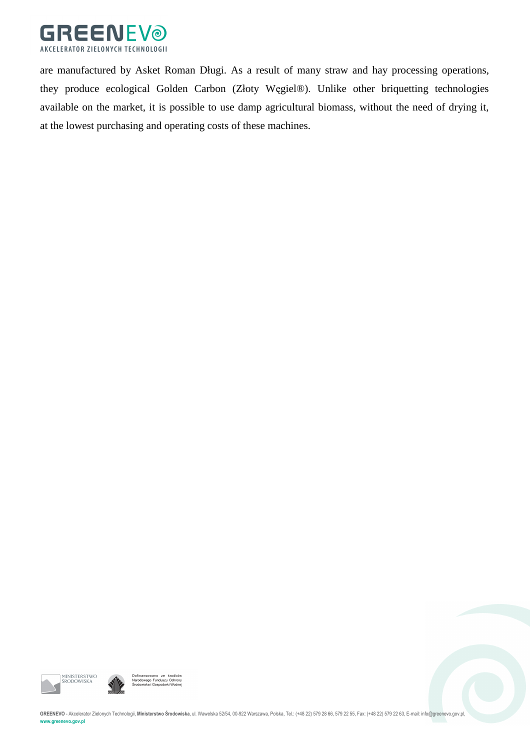are manufactured by Asket Roman Długi. As a result of many straw and hay processing operations, they produce ecological Golden Carbon (Złoty Węgiel®). Unlike other briquetting technologies available on the market, it is possible to use damp agricultural biomass, without the need of drying it, at the lowest purchasing and operating costs of these machines.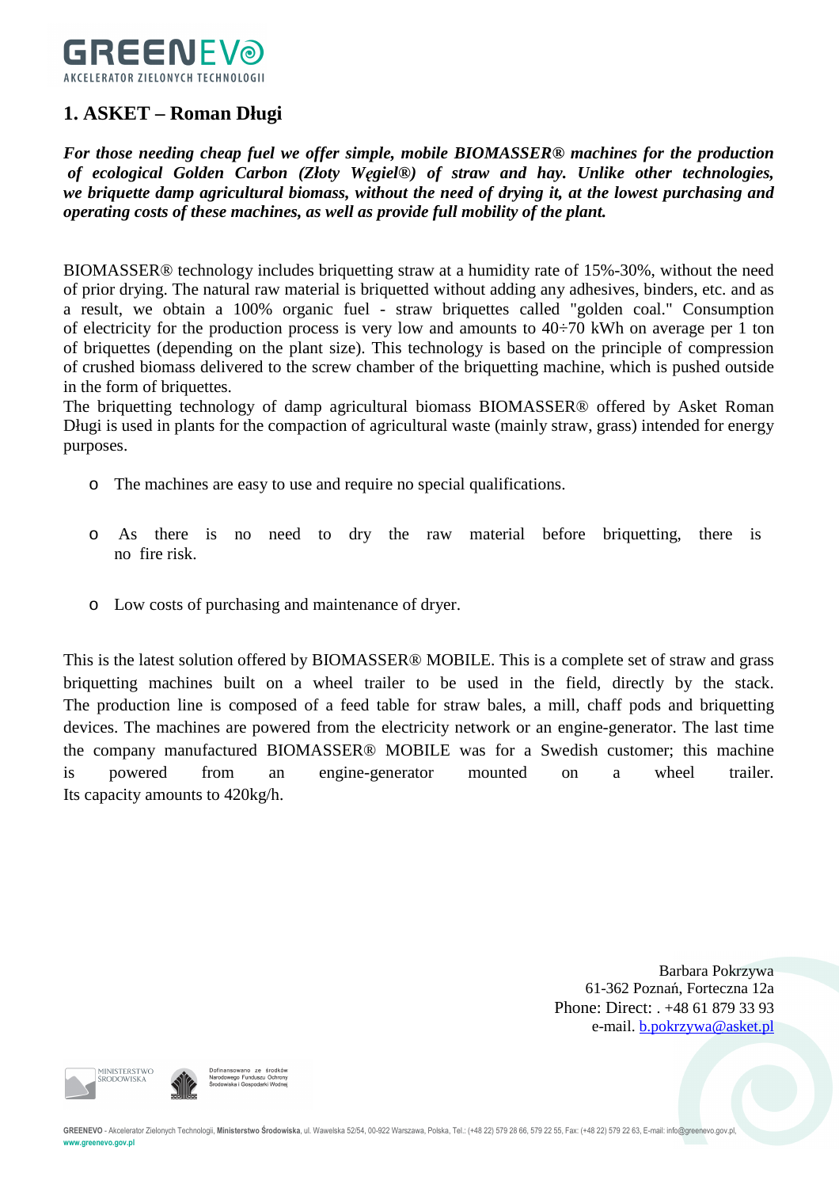## 1. ASKET – Roman Długi

***For those needing cheap fuel we offer simple, mobile BIOMASSER® machines for the production of ecological Golden Carbon (Złoty Węgiel®) of straw and hay. Unlike other technologies, we briquette damp agricultural biomass, without the need of drying it, at the lowest purchasing and operating costs of these machines, as well as provide full mobility of the plant.***

BIOMASSER® technology includes briquetting straw at a humidity rate of 15%-30%, without the need of prior drying. The natural raw material is briquetted without adding any adhesives, binders, etc. and as a result, we obtain a 100% organic fuel - straw briquettes called "golden coal." Consumption of electricity for the production process is very low and amounts to 40÷70 kWh on average per 1 ton of briquettes (depending on the plant size). This technology is based on the principle of compression of crushed biomass delivered to the screw chamber of the briquetting machine, which is pushed outside in the form of briquettes.

The briquetting technology of damp agricultural biomass BIOMASSER® offered by Asket Roman Długi is used in plants for the compaction of agricultural waste (mainly straw, grass) intended for energy purposes.

- The machines are easy to use and require no special qualifications.
- As there is no need to dry the raw material before briquetting, there is no fire risk.
- Low costs of purchasing and maintenance of dryer.

This is the latest solution offered by BIOMASSER® MOBILE. This is a complete set of straw and grass briquetting machines built on a wheel trailer to be used in the field, directly by the stack. The production line is composed of a feed table for straw bales, a mill, chaff pods and briquetting devices. The machines are powered from the electricity network or an engine-generator. The last time the company manufactured BIOMASSER® MOBILE was for a Swedish customer; this machine is powered from an engine-generator mounted on a wheel trailer. Its capacity amounts to 420kg/h.

Barbara Pokrzywa
61-362 Poznań, Forteczna 12a
Phone: Direct: . +48 61 879 33 93
e-mail. b.pokrzywa@asket.pl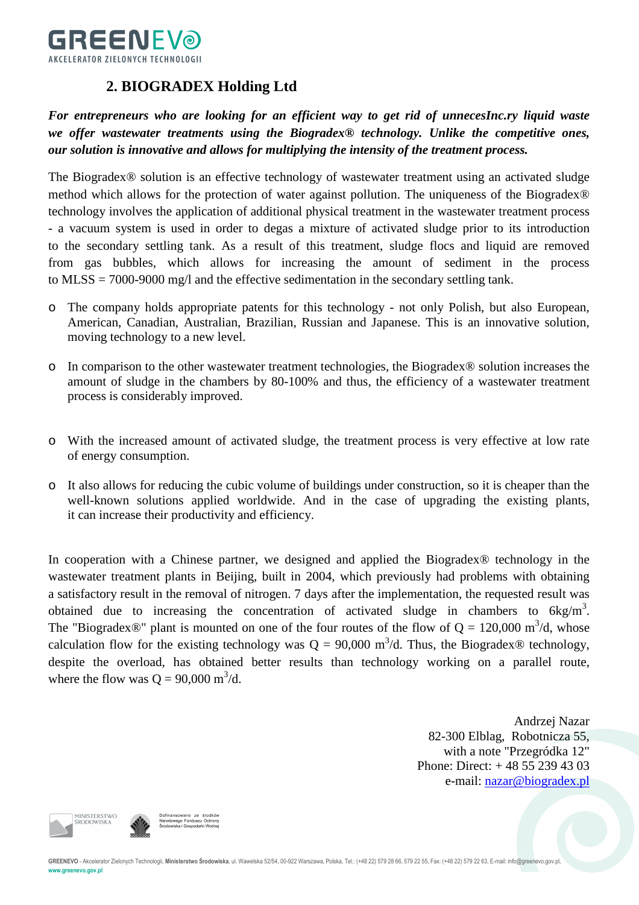## 2. BIOGRADEX Holding Ltd

***For entrepreneurs who are looking for an efficient way to get rid of unnecesInc.ry liquid waste we offer wastewater treatments using the Biogradex® technology. Unlike the competitive ones, our solution is innovative and allows for multiplying the intensity of the treatment process.***

The Biogradex® solution is an effective technology of wastewater treatment using an activated sludge method which allows for the protection of water against pollution. The uniqueness of the Biogradex® technology involves the application of additional physical treatment in the wastewater treatment process - a vacuum system is used in order to degas a mixture of activated sludge prior to its introduction to the secondary settling tank. As a result of this treatment, sludge flocs and liquid are removed from gas bubbles, which allows for increasing the amount of sediment in the process to MLSS = 7000-9000 mg/l and the effective sedimentation in the secondary settling tank.

- The company holds appropriate patents for this technology - not only Polish, but also European, American, Canadian, Australian, Brazilian, Russian and Japanese. This is an innovative solution, moving technology to a new level.
- In comparison to the other wastewater treatment technologies, the Biogradex® solution increases the amount of sludge in the chambers by 80-100% and thus, the efficiency of a wastewater treatment process is considerably improved.
- With the increased amount of activated sludge, the treatment process is very effective at low rate of energy consumption.
- It also allows for reducing the cubic volume of buildings under construction, so it is cheaper than the well-known solutions applied worldwide. And in the case of upgrading the existing plants, it can increase their productivity and efficiency.

In cooperation with a Chinese partner, we designed and applied the Biogradex® technology in the wastewater treatment plants in Beijing, built in 2004, which previously had problems with obtaining a satisfactory result in the removal of nitrogen. 7 days after the implementation, the requested result was obtained due to increasing the concentration of activated sludge in chambers to 6kg/m$^3$. The "Biogradex®" plant is mounted on one of the four routes of the flow of Q = 120,000 m$^3$/d, whose calculation flow for the existing technology was Q = 90,000 m$^3$/d. Thus, the Biogradex® technology, despite the overload, has obtained better results than technology working on a parallel route, where the flow was Q = 90,000 m$^3$/d.

Andrzej Nazar
82-300 Elblag, Robotnicza 55,
with a note "Przegródka 12"
Phone: Direct: + 48 55 239 43 03
e-mail: nazar@biogradex.pl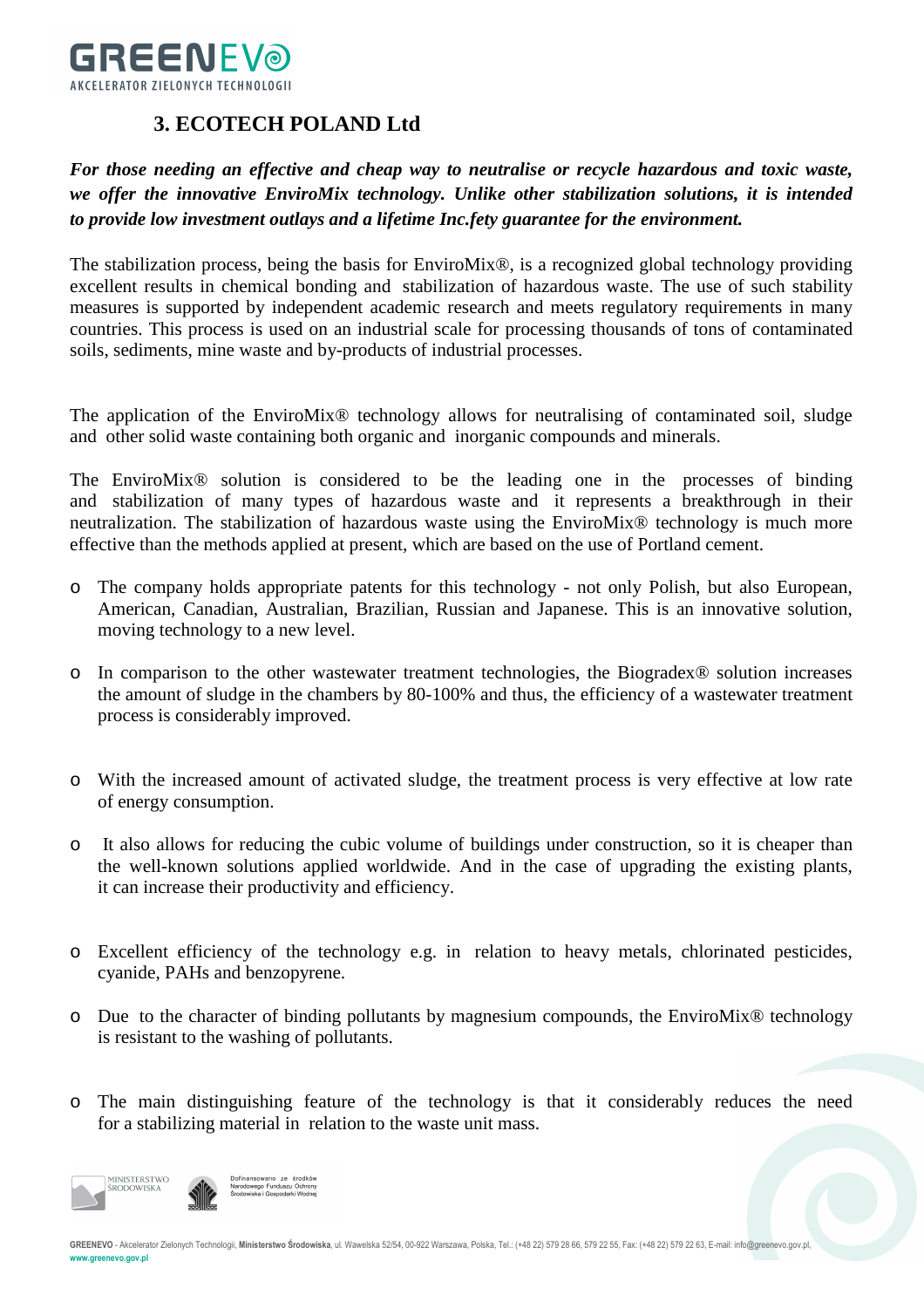## 3. ECOTECH POLAND Ltd

***For those needing an effective and cheap way to neutralise or recycle hazardous and toxic waste, we offer the innovative EnviroMix technology. Unlike other stabilization solutions, it is intended to provide low investment outlays and a lifetime Inc.fety guarantee for the environment.***

The stabilization process, being the basis for EnviroMix®, is a recognized global technology providing excellent results in chemical bonding and stabilization of hazardous waste. The use of such stability measures is supported by independent academic research and meets regulatory requirements in many countries. This process is used on an industrial scale for processing thousands of tons of contaminated soils, sediments, mine waste and by-products of industrial processes.

The application of the EnviroMix® technology allows for neutralising of contaminated soil, sludge and other solid waste containing both organic and inorganic compounds and minerals.

The EnviroMix® solution is considered to be the leading one in the processes of binding and stabilization of many types of hazardous waste and it represents a breakthrough in their neutralization. The stabilization of hazardous waste using the EnviroMix® technology is much more effective than the methods applied at present, which are based on the use of Portland cement.

- The company holds appropriate patents for this technology - not only Polish, but also European, American, Canadian, Australian, Brazilian, Russian and Japanese. This is an innovative solution, moving technology to a new level.
- In comparison to the other wastewater treatment technologies, the Biogradex® solution increases the amount of sludge in the chambers by 80-100% and thus, the efficiency of a wastewater treatment process is considerably improved.
- With the increased amount of activated sludge, the treatment process is very effective at low rate of energy consumption.
- It also allows for reducing the cubic volume of buildings under construction, so it is cheaper than the well-known solutions applied worldwide. And in the case of upgrading the existing plants, it can increase their productivity and efficiency.
- Excellent efficiency of the technology e.g. in relation to heavy metals, chlorinated pesticides, cyanide, PAHs and benzopyrene.
- Due to the character of binding pollutants by magnesium compounds, the EnviroMix® technology is resistant to the washing of pollutants.
- The main distinguishing feature of the technology is that it considerably reduces the need for a stabilizing material in relation to the waste unit mass.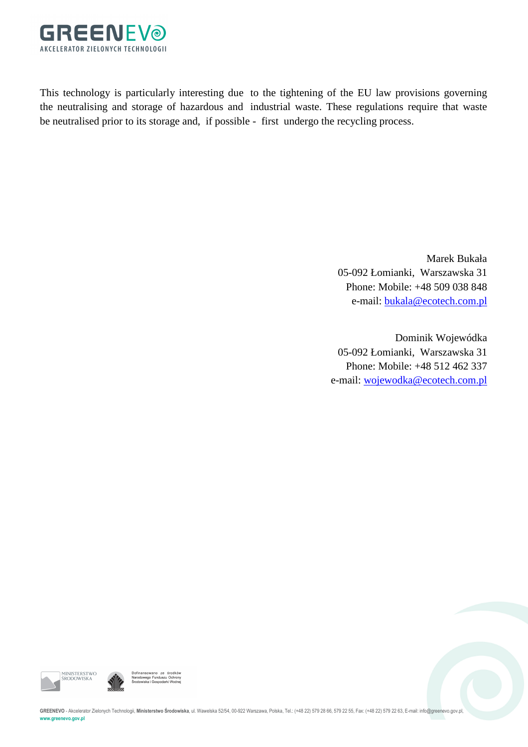This technology is particularly interesting due to the tightening of the EU law provisions governing the neutralising and storage of hazardous and industrial waste. These regulations require that waste be neutralised prior to its storage and, if possible - first undergo the recycling process.

Marek Bukała  
05-092 Łomianki, Warszawska 31  
Phone: Mobile: +48 509 038 848  
e-mail: bukala@ecotech.com.pl

Dominik Wojewódka  
05-092 Łomianki, Warszawska 31  
Phone: Mobile: +48 512 462 337  
e-mail: wojewodka@ecotech.com.pl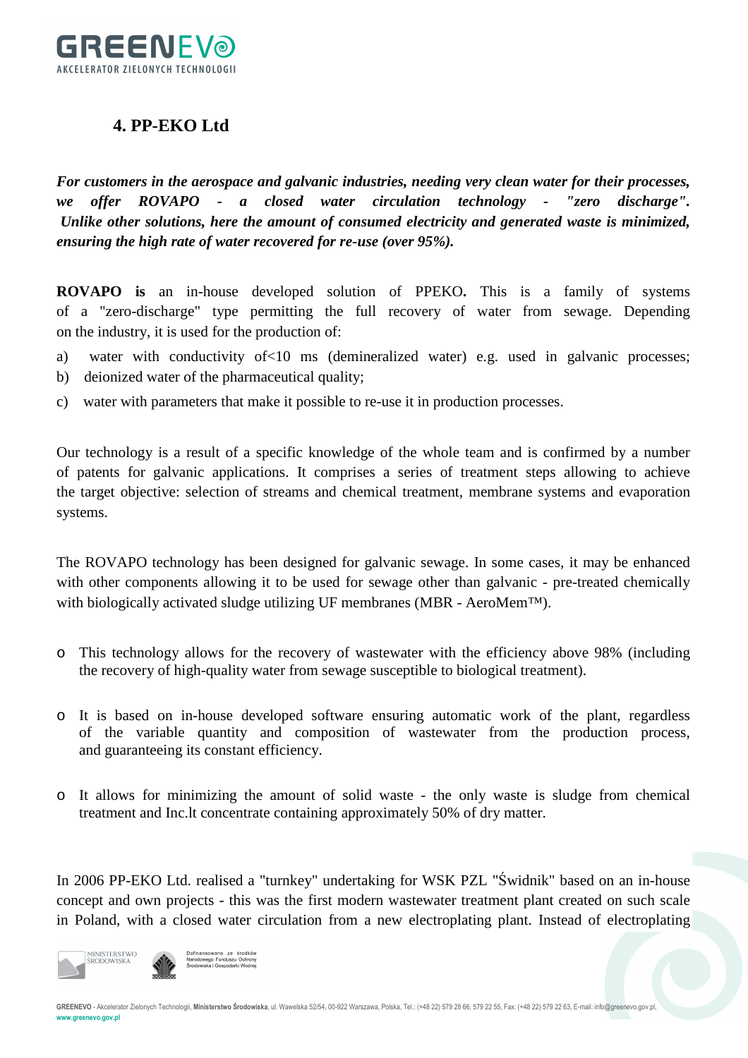## 4. PP-EKO Ltd

***For customers in the aerospace and galvanic industries, needing very clean water for their processes, we offer ROVAPO - a closed water circulation technology - "zero discharge". Unlike other solutions, here the amount of consumed electricity and generated waste is minimized, ensuring the high rate of water recovered for re-use (over 95%).***

**ROVAPO is** an in-house developed solution of PPEKO**.** This is a family of systems of a "zero-discharge" type permitting the full recovery of water from sewage. Depending on the industry, it is used for the production of:

a) water with conductivity of<10 ms (demineralized water) e.g. used in galvanic processes;
b) deionized water of the pharmaceutical quality;
c) water with parameters that make it possible to re-use it in production processes.

Our technology is a result of a specific knowledge of the whole team and is confirmed by a number of patents for galvanic applications. It comprises a series of treatment steps allowing to achieve the target objective: selection of streams and chemical treatment, membrane systems and evaporation systems.

The ROVAPO technology has been designed for galvanic sewage. In some cases, it may be enhanced with other components allowing it to be used for sewage other than galvanic - pre-treated chemically with biologically activated sludge utilizing UF membranes (MBR - AeroMem™).

- This technology allows for the recovery of wastewater with the efficiency above 98% (including the recovery of high-quality water from sewage susceptible to biological treatment).

- It is based on in-house developed software ensuring automatic work of the plant, regardless of the variable quantity and composition of wastewater from the production process, and guaranteeing its constant efficiency.

- It allows for minimizing the amount of solid waste - the only waste is sludge from chemical treatment and Inc.lt concentrate containing approximately 50% of dry matter.

In 2006 PP-EKO Ltd. realised a "turnkey" undertaking for WSK PZL "Świdnik" based on an in-house concept and own projects - this was the first modern wastewater treatment plant created on such scale in Poland, with a closed water circulation from a new electroplating plant. Instead of electroplating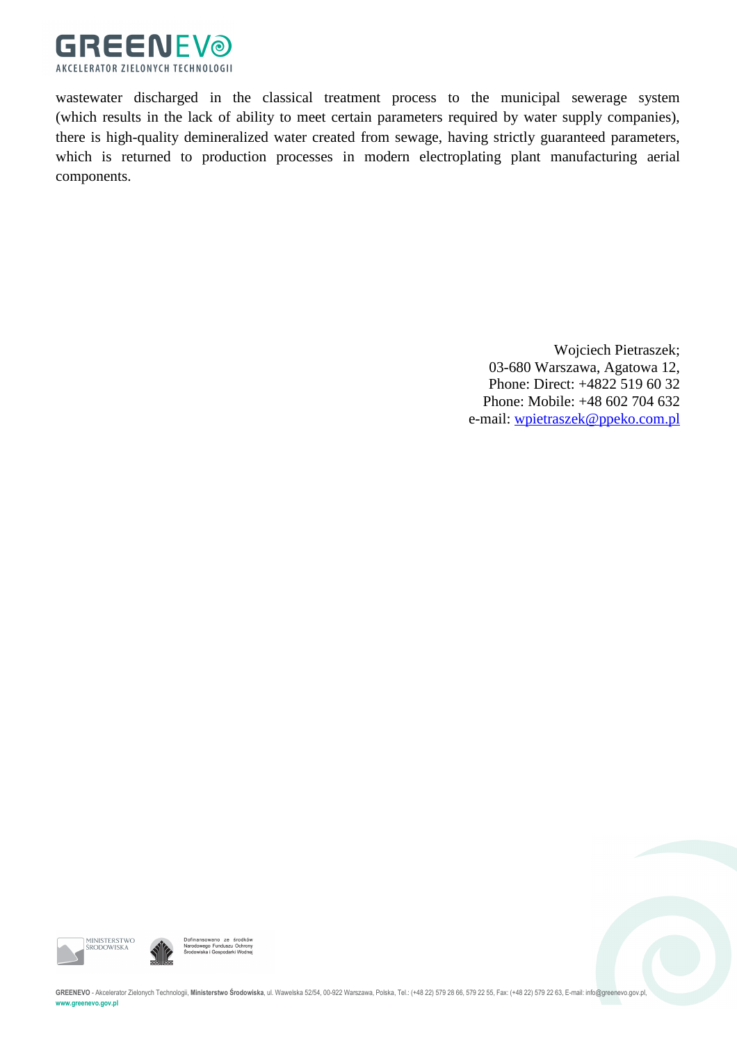wastewater discharged in the classical treatment process to the municipal sewerage system (which results in the lack of ability to meet certain parameters required by water supply companies), there is high-quality demineralized water created from sewage, having strictly guaranteed parameters, which is returned to production processes in modern electroplating plant manufacturing aerial components.

Wojciech Pietraszek;
03-680 Warszawa, Agatowa 12,
Phone: Direct: +4822 519 60 32
Phone: Mobile: +48 602 704 632
e-mail: [wpietraszek@ppeko.com.pl](mailto:wpietraszek@ppeko.com.pl)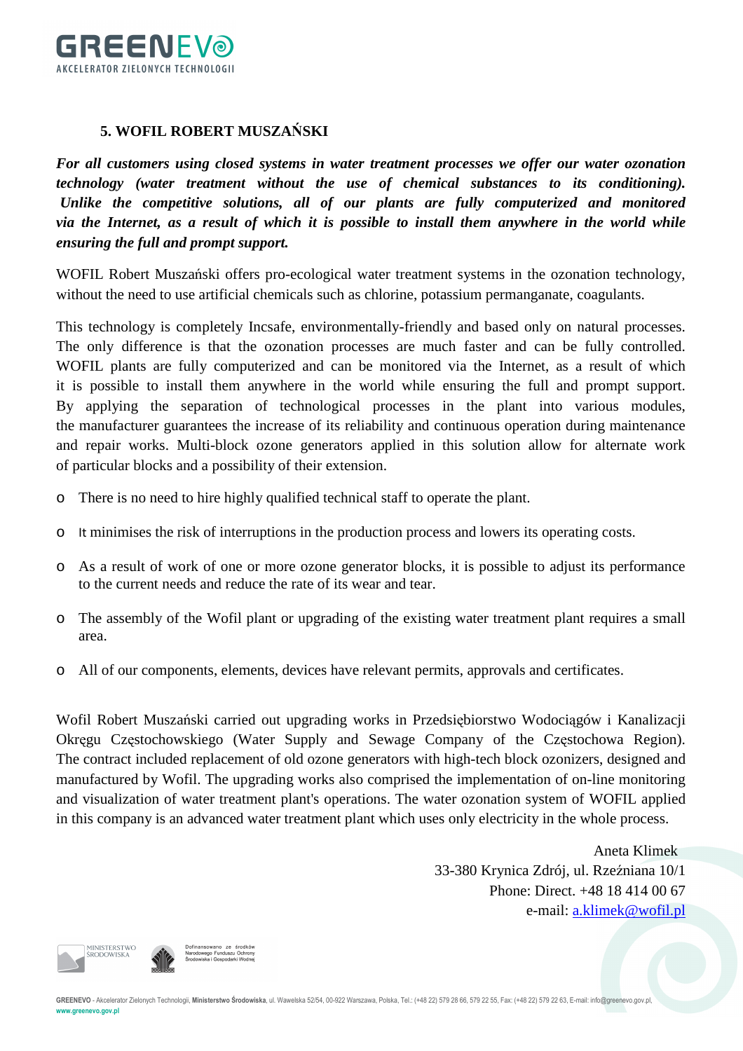### 5. WOFIL ROBERT MUSZAŃSKI

***For all customers using closed systems in water treatment processes we offer our water ozonation technology (water treatment without the use of chemical substances to its conditioning). Unlike the competitive solutions, all of our plants are fully computerized and monitored via the Internet, as a result of which it is possible to install them anywhere in the world while ensuring the full and prompt support.***

WOFIL Robert Muszański offers pro-ecological water treatment systems in the ozonation technology, without the need to use artificial chemicals such as chlorine, potassium permanganate, coagulants.

This technology is completely Incsafe, environmentally-friendly and based only on natural processes. The only difference is that the ozonation processes are much faster and can be fully controlled. WOFIL plants are fully computerized and can be monitored via the Internet, as a result of which it is possible to install them anywhere in the world while ensuring the full and prompt support. By applying the separation of technological processes in the plant into various modules, the manufacturer guarantees the increase of its reliability and continuous operation during maintenance and repair works. Multi-block ozone generators applied in this solution allow for alternate work of particular blocks and a possibility of their extension.

- There is no need to hire highly qualified technical staff to operate the plant.
- It minimises the risk of interruptions in the production process and lowers its operating costs.
- As a result of work of one or more ozone generator blocks, it is possible to adjust its performance to the current needs and reduce the rate of its wear and tear.
- The assembly of the Wofil plant or upgrading of the existing water treatment plant requires a small area.
- All of our components, elements, devices have relevant permits, approvals and certificates.

Wofil Robert Muszański carried out upgrading works in Przedsiębiorstwo Wodociągów i Kanalizacji Okręgu Częstochowskiego (Water Supply and Sewage Company of the Częstochowa Region). The contract included replacement of old ozone generators with high-tech block ozonizers, designed and manufactured by Wofil. The upgrading works also comprised the implementation of on-line monitoring and visualization of water treatment plant's operations. The water ozonation system of WOFIL applied in this company is an advanced water treatment plant which uses only electricity in the whole process.

Aneta Klimek
33-380 Krynica Zdrój, ul. Rzeźniana 10/1
Phone: Direct. +48 18 414 00 67
e-mail: a.klimek@wofil.pl